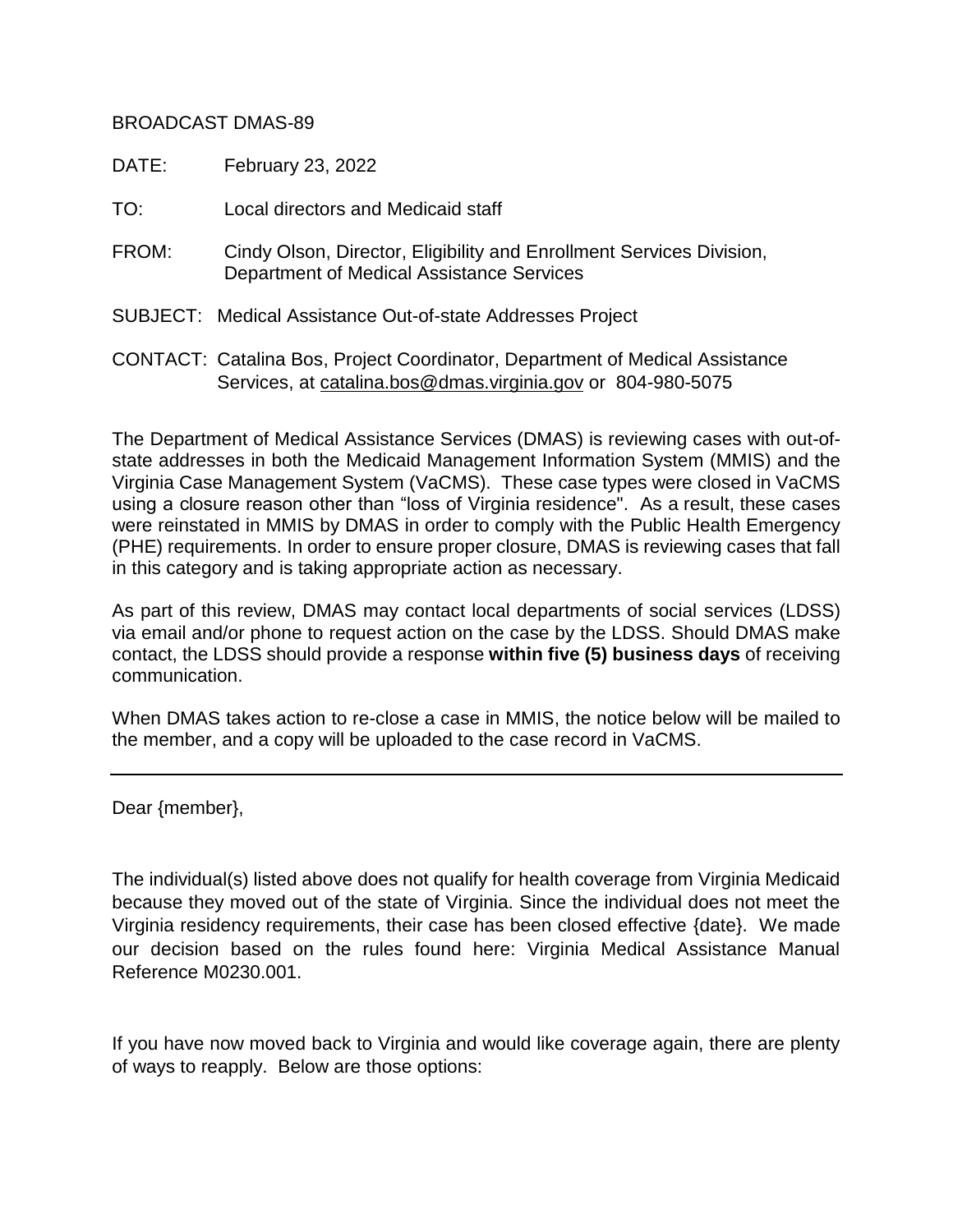BROADCAST DMAS-89

DATE: February 23, 2022

TO: Local directors and Medicaid staff

FROM: Cindy Olson, Director, Eligibility and Enrollment Services Division, Department of Medical Assistance Services

SUBJECT: Medical Assistance Out-of-state Addresses Project

CONTACT: Catalina Bos, Project Coordinator, Department of Medical Assistance Services, at catalina.bos@dmas.virginia.gov or 804-980-5075

The Department of Medical Assistance Services (DMAS) is reviewing cases with out-of-state addresses in both the Medicaid Management Information System (MMIS) and the Virginia Case Management System (VaCMS). These case types were closed in VaCMS using a closure reason other than "loss of Virginia residence". As a result, these cases were reinstated in MMIS by DMAS in order to comply with the Public Health Emergency (PHE) requirements. In order to ensure proper closure, DMAS is reviewing cases that fall in this category and is taking appropriate action as necessary.

As part of this review, DMAS may contact local departments of social services (LDSS) via email and/or phone to request action on the case by the LDSS. Should DMAS make contact, the LDSS should provide a response **within five (5) business days** of receiving communication.

When DMAS takes action to re-close a case in MMIS, the notice below will be mailed to the member, and a copy will be uploaded to the case record in VaCMS.

---

Dear {member},

The individual(s) listed above does not qualify for health coverage from Virginia Medicaid because they moved out of the state of Virginia. Since the individual does not meet the Virginia residency requirements, their case has been closed effective {date}. We made our decision based on the rules found here: Virginia Medical Assistance Manual Reference M0230.001.

If you have now moved back to Virginia and would like coverage again, there are plenty of ways to reapply. Below are those options: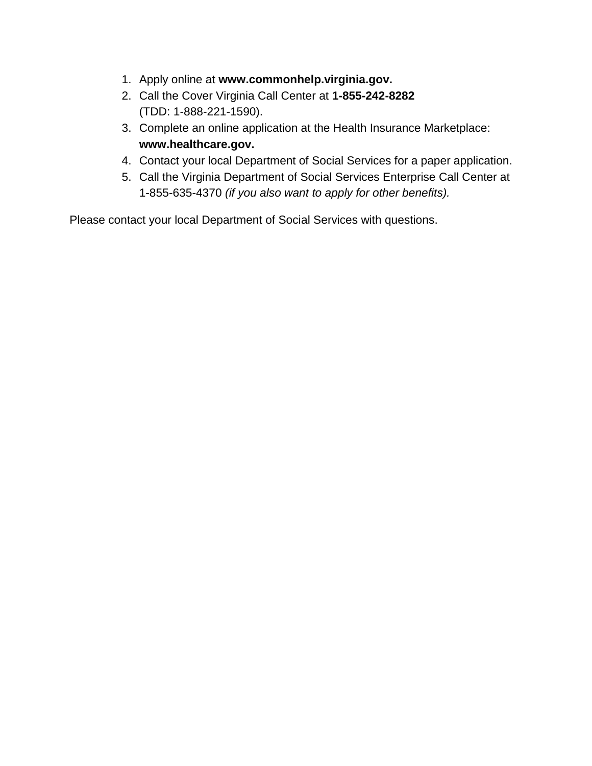1. Apply online at **www.commonhelp.virginia.gov.**
2. Call the Cover Virginia Call Center at **1-855-242-8282** (TDD: 1-888-221-1590).
3. Complete an online application at the Health Insurance Marketplace: **www.healthcare.gov.**
4. Contact your local Department of Social Services for a paper application.
5. Call the Virginia Department of Social Services Enterprise Call Center at 1-855-635-4370 *(if you also want to apply for other benefits).*

Please contact your local Department of Social Services with questions.